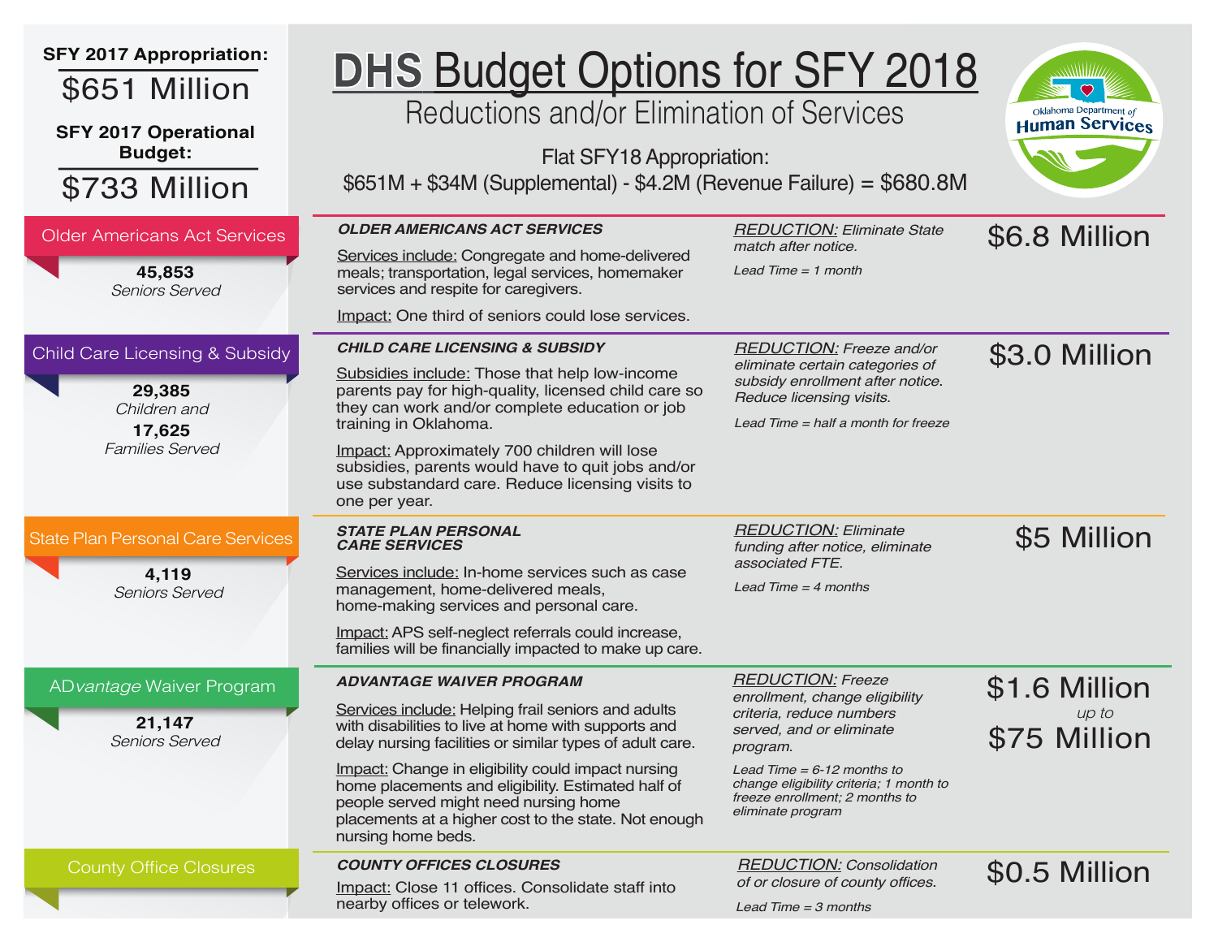**SFY 2017 Appropriation:**

$651 Million

**SFY 2017 Operational Budget:**

$733 Million

# DHS Budget Options for SFY 2018

## Reductions and/or Elimination of Services

Flat SFY18 Appropriation:

$651M + $34M (Supplemental) - $4.2M (Revenue Failure) = $680.8M

Oklahoma Department of Human Services

---

### Older Americans Act Services

**45,853** *Seniors Served*

***OLDER AMERICANS ACT SERVICES***

Services include: Congregate and home-delivered meals; transportation, legal services, homemaker services and respite for caregivers.

Impact: One third of seniors could lose services.

*REDUCTION: Eliminate State match after notice.*

*Lead Time = 1 month*

**$6.8 Million**

---

### Child Care Licensing & Subsidy

**29,385** *Children and* **17,625** *Families Served*

***CHILD CARE LICENSING & SUBSIDY***

Subsidies include: Those that help low-income parents pay for high-quality, licensed child care so they can work and/or complete education or job training in Oklahoma.

Impact: Approximately 700 children will lose subsidies, parents would have to quit jobs and/or use substandard care. Reduce licensing visits to one per year.

*REDUCTION: Freeze and/or eliminate certain categories of subsidy enrollment after notice. Reduce licensing visits.*

*Lead Time = half a month for freeze*

**$3.0 Million**

---

### State Plan Personal Care Services

**4,119** *Seniors Served*

***STATE PLAN PERSONAL CARE SERVICES***

Services include: In-home services such as case management, home-delivered meals, home-making services and personal care.

Impact: APS self-neglect referrals could increase, families will be financially impacted to make up care.

*REDUCTION: Eliminate funding after notice, eliminate associated FTE.*

*Lead Time = 4 months*

**$5 Million**

---

### AD*vantage* Waiver Program

**21,147** *Seniors Served*

***ADVANTAGE WAIVER PROGRAM***

Services include: Helping frail seniors and adults with disabilities to live at home with supports and delay nursing facilities or similar types of adult care.

Impact: Change in eligibility could impact nursing home placements and eligibility. Estimated half of people served might need nursing home placements at a higher cost to the state. Not enough nursing home beds.

*REDUCTION: Freeze enrollment, change eligibility criteria, reduce numbers served, and or eliminate program.*

*Lead Time = 6-12 months to change eligibility criteria; 1 month to freeze enrollment; 2 months to eliminate program*

**$1.6 Million** *up to* **$75 Million**

---

### County Office Closures

***COUNTY OFFICES CLOSURES***

Impact: Close 11 offices. Consolidate staff into nearby offices or telework.

*REDUCTION: Consolidation of or closure of county offices.*

*Lead Time = 3 months*

**$0.5 Million**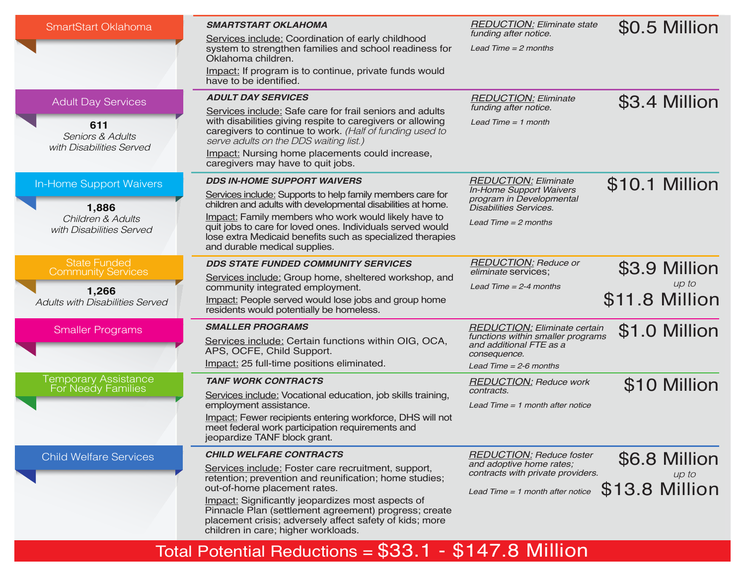| Program | Description | Reduction | Amount |
|---|---|---|---|
| **SmartStart Oklahoma** | ***SMARTSTART OKLAHOMA*** <br> Services include: Coordination of early childhood system to strengthen families and school readiness for Oklahoma children. <br> Impact: If program is to continue, private funds would have to be identified. | *REDUCTION: Eliminate state funding after notice.* <br> *Lead Time = 2 months* | $0.5 Million |
| **Adult Day Services** <br> **611** <br> *Seniors & Adults with Disabilities Served* | ***ADULT DAY SERVICES*** <br> Services include: Safe care for frail seniors and adults with disabilities giving respite to caregivers or allowing caregivers to continue to work. *(Half of funding used to serve adults on the DDS waiting list.)* <br> Impact: Nursing home placements could increase, caregivers may have to quit jobs. | *REDUCTION: Eliminate funding after notice.* <br> *Lead Time = 1 month* | $3.4 Million |
| **In-Home Support Waivers** <br> **1,886** <br> *Children & Adults with Disabilities Served* | ***DDS IN-HOME SUPPORT WAIVERS*** <br> Services include: Supports to help family members care for children and adults with developmental disabilities at home. <br> Impact: Family members who work would likely have to quit jobs to care for loved ones. Individuals served would lose extra Medicaid benefits such as specialized therapies and durable medical supplies. | *REDUCTION: Eliminate In-Home Support Waivers program in Developmental Disabilities Services.* <br> *Lead Time = 2 months* | $10.1 Million |
| **State Funded Community Services** <br> **1,266** <br> *Adults with Disabilities Served* | ***DDS STATE FUNDED COMMUNITY SERVICES*** <br> Services include: Group home, sheltered workshop, and community integrated employment. <br> Impact: People served would lose jobs and group home residents would potentially be homeless. | *REDUCTION: Reduce or eliminate* services; <br> *Lead Time = 2-4 months* | $3.9 Million *up to* $11.8 Million |
| **Smaller Programs** | ***SMALLER PROGRAMS*** <br> Services include: Certain functions within OIG, OCA, APS, OCFE, Child Support. <br> Impact: 25 full-time positions eliminated. | *REDUCTION: Eliminate certain functions within smaller programs and additional FTE as a consequence.* <br> *Lead Time = 2-6 months* | $1.0 Million |
| **Temporary Assistance For Needy Families** | ***TANF WORK CONTRACTS*** <br> Services include: Vocational education, job skills training, employment assistance. <br> Impact: Fewer recipients entering workforce, DHS will not meet federal work participation requirements and jeopardize TANF block grant. | *REDUCTION: Reduce work contracts.* <br> *Lead Time = 1 month after notice* | $10 Million |
| **Child Welfare Services** | ***CHILD WELFARE CONTRACTS*** <br> Services include: Foster care recruitment, support, retention; prevention and reunification; home studies; out-of-home placement rates. <br> Impact: Significantly jeopardizes most aspects of Pinnacle Plan (settlement agreement) progress; create placement crisis; adversely affect safety of kids; more children in care; higher workloads. | *REDUCTION: Reduce foster and adoptive home rates; contracts with private providers.* <br> *Lead Time = 1 month after notice* | $6.8 Million *up to* $13.8 Million |

**Total Potential Reductions = $33.1 - $147.8 Million**